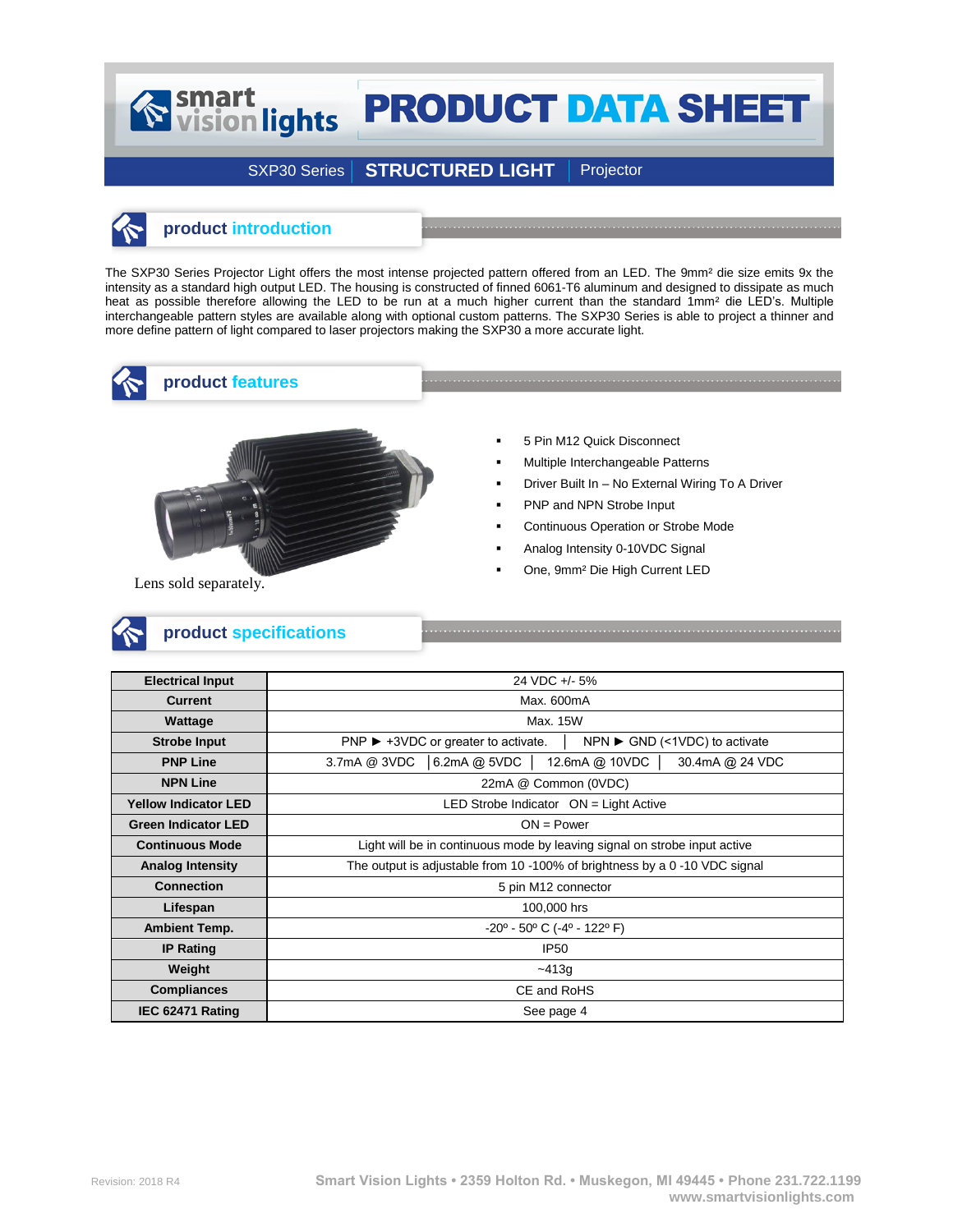# PRODUCT DATA SHEET

SXP30 Series | **STRUCTURED LIGHT** | Projector

## product introduction

The SXP30 Series Projector Light offers the most intense projected pattern offered from an LED. The 9mm² die size emits 9x the intensity as a standard high output LED. The housing is constructed of finned 6061-T6 aluminum and designed to dissipate as much heat as possible therefore allowing the LED to be run at a much higher current than the standard 1mm² die LED's. Multiple interchangeable pattern styles are available along with optional custom patterns. The SXP30 Series is able to project a thinner and more define pattern of light compared to laser projectors making the SXP30 a more accurate light.

## product features

Lens sold separately.

- 5 Pin M12 Quick Disconnect
- Multiple Interchangeable Patterns
- Driver Built In – No External Wiring To A Driver
- PNP and NPN Strobe Input
- Continuous Operation or Strobe Mode
- Analog Intensity 0-10VDC Signal
- One, 9mm² Die High Current LED

## product specifications

| | |
|---|---|
| **Electrical Input** | 24 VDC +/- 5% |
| **Current** | Max. 600mA |
| **Wattage** | Max. 15W |
| **Strobe Input** | PNP ► +3VDC or greater to activate. │ NPN ► GND (<1VDC) to activate |
| **PNP Line** | 3.7mA @ 3VDC │ 6.2mA @ 5VDC │ 12.6mA @ 10VDC │ 30.4mA @ 24 VDC |
| **NPN Line** | 22mA @ Common (0VDC) |
| **Yellow Indicator LED** | LED Strobe Indicator ON = Light Active |
| **Green Indicator LED** | ON = Power |
| **Continuous Mode** | Light will be in continuous mode by leaving signal on strobe input active |
| **Analog Intensity** | The output is adjustable from 10 -100% of brightness by a 0 -10 VDC signal |
| **Connection** | 5 pin M12 connector |
| **Lifespan** | 100,000 hrs |
| **Ambient Temp.** | -20º - 50º C (-4º - 122º F) |
| **IP Rating** | IP50 |
| **Weight** | ~413g |
| **Compliances** | CE and RoHS |
| **IEC 62471 Rating** | See page 4 |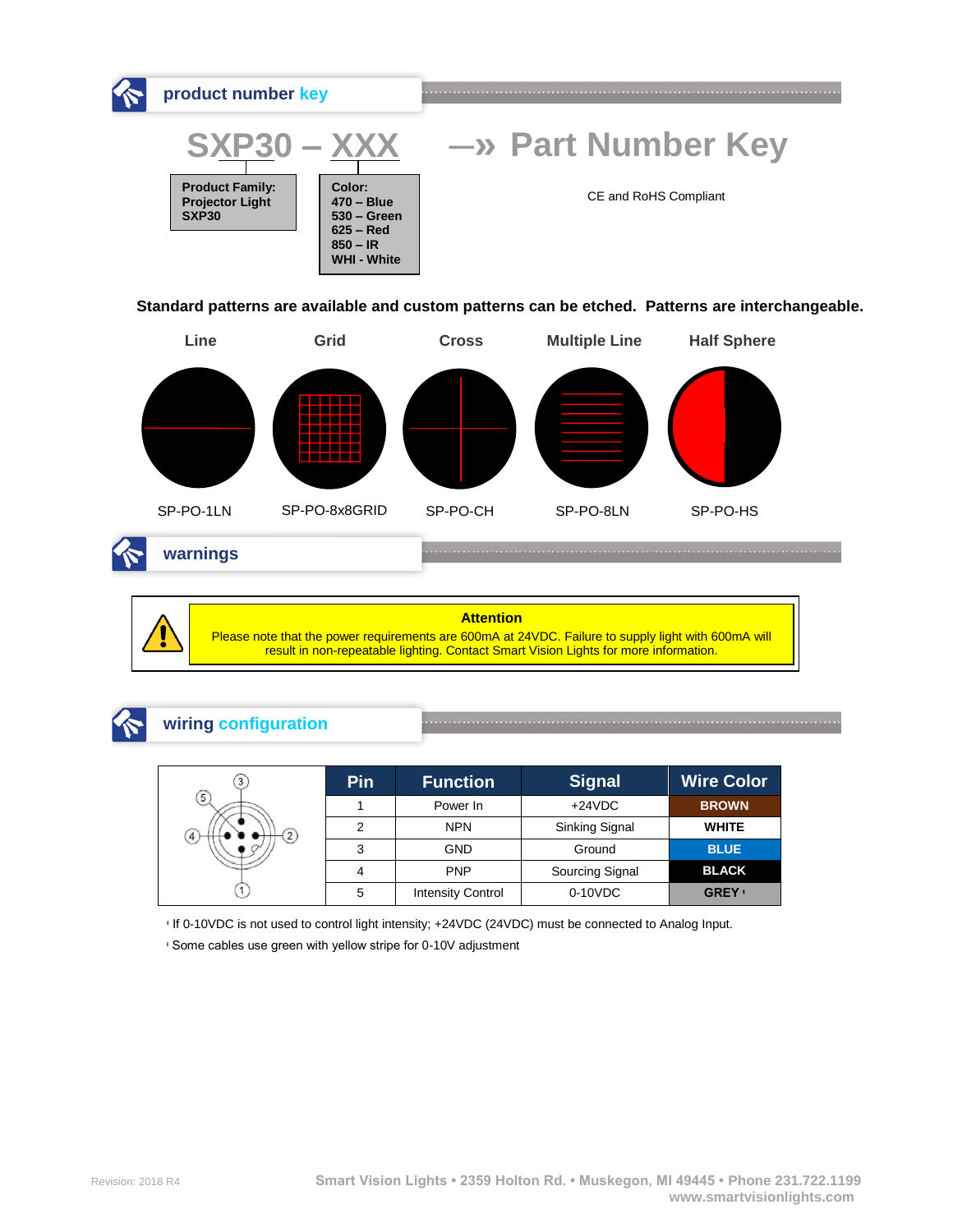## product number key

**SXP30 – XXX** —» **Part Number Key**

| Product Family: | Color: |
|---|---|
| Projector Light SXP30 | 470 – Blue<br>530 – Green<br>625 – Red<br>850 – IR<br>WHI - White |

CE and RoHS Compliant

**Standard patterns are available and custom patterns can be etched. Patterns are interchangeable.**

| Line | Grid | Cross | Multiple Line | Half Sphere |
|---|---|---|---|---|
| SP-PO-1LN | SP-PO-8x8GRID | SP-PO-CH | SP-PO-8LN | SP-PO-HS |

## warnings

**Attention**

Please note that the power requirements are 600mA at 24VDC. Failure to supply light with 600mA will result in non-repeatable lighting. Contact Smart Vision Lights for more information.

## wiring configuration

| Pin | Function | Signal | Wire Color |
|---|---|---|---|
| 1 | Power In | +24VDC | BROWN |
| 2 | NPN | Sinking Signal | WHITE |
| 3 | GND | Ground | BLUE |
| 4 | PNP | Sourcing Signal | BLACK |
| 5 | Intensity Control | 0-10VDC | GREY ' |

' If 0-10VDC is not used to control light intensity; +24VDC (24VDC) must be connected to Analog Input.

' Some cables use green with yellow stripe for 0-10V adjustment

Revision: 2018 R4

Smart Vision Lights • 2359 Holton Rd. • Muskegon, MI 49445 • Phone 231.722.1199
www.smartvisionlights.com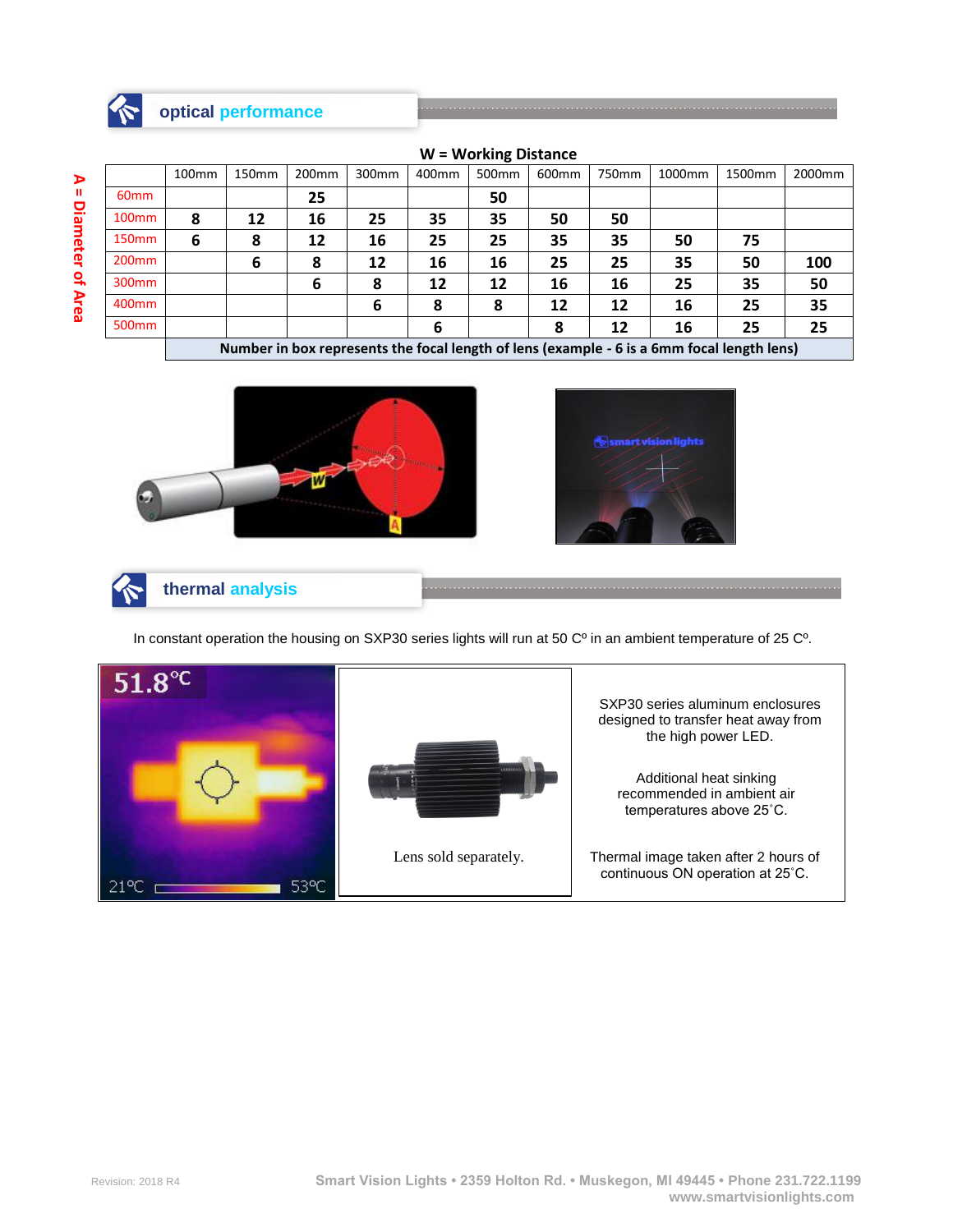## optical performance

**W = Working Distance**

**A = Diameter of Area**

| | 100mm | 150mm | 200mm | 300mm | 400mm | 500mm | 600mm | 750mm | 1000mm | 1500mm | 2000mm |
|---|---|---|---|---|---|---|---|---|---|---|---|
| 60mm | | | **25** | | | **50** | | | | | |
| 100mm | **8** | **12** | **16** | **25** | **35** | **35** | **50** | **50** | | | |
| 150mm | **6** | **8** | **12** | **16** | **25** | **25** | **35** | **35** | **50** | **75** | |
| 200mm | | **6** | **8** | **12** | **16** | **16** | **25** | **25** | **35** | **50** | **100** |
| 300mm | | | **6** | **8** | **12** | **12** | **16** | **16** | **25** | **35** | **50** |
| 400mm | | | | **6** | **8** | **8** | **12** | **12** | **16** | **25** | **35** |
| 500mm | | | | | **6** | | **8** | **12** | **16** | **25** | **25** |

**Number in box represents the focal length of lens (example - 6 is a 6mm focal length lens)**

## thermal analysis

In constant operation the housing on SXP30 series lights will run at 50 Cº in an ambient temperature of 25 Cº.

Lens sold separately.

SXP30 series aluminum enclosures designed to transfer heat away from the high power LED.

Additional heat sinking recommended in ambient air temperatures above 25˚C.

Thermal image taken after 2 hours of continuous ON operation at 25˚C.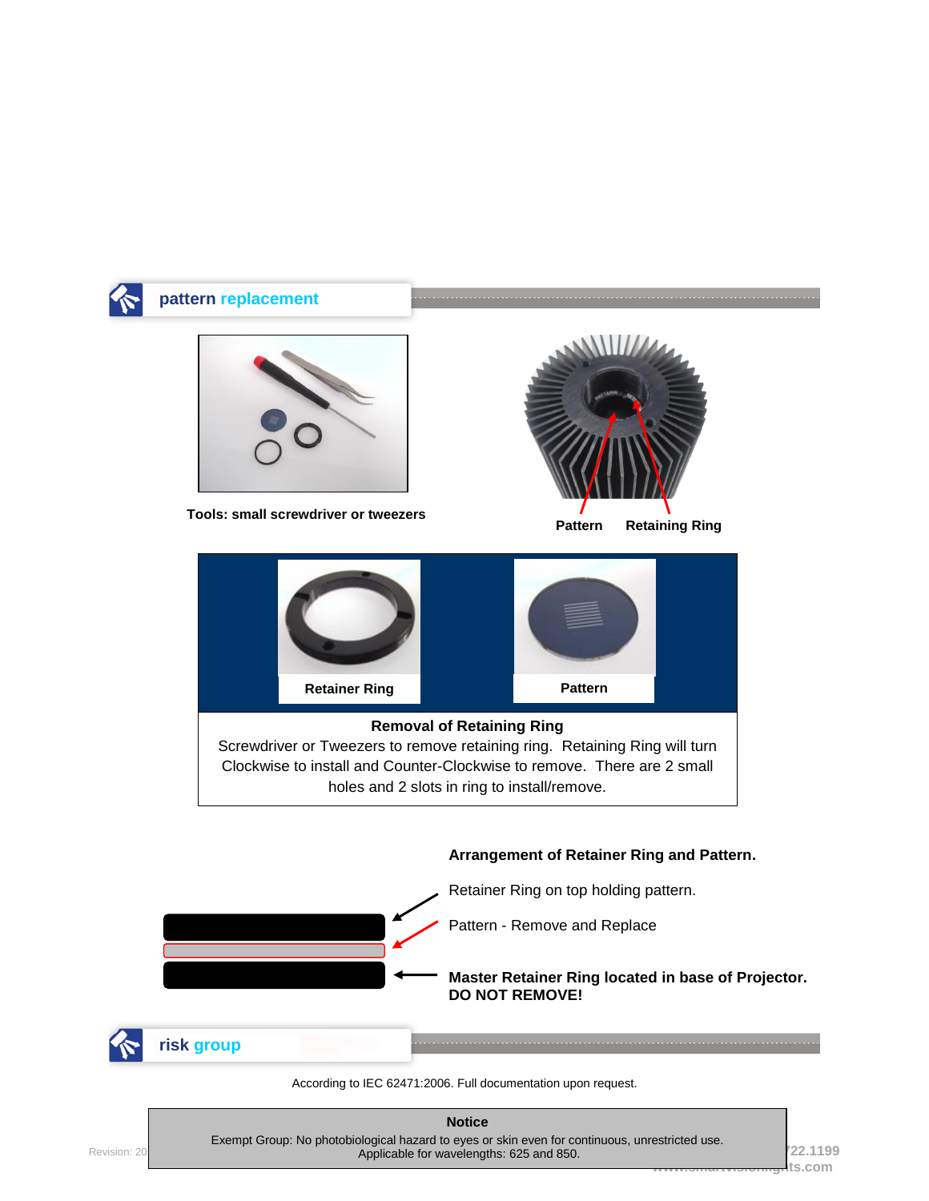## pattern replacement

**Tools: small screwdriver or tweezers**

**Pattern** **Retaining Ring**

**Retainer Ring** **Pattern**

**Removal of Retaining Ring**

Screwdriver or Tweezers to remove retaining ring. Retaining Ring will turn Clockwise to install and Counter-Clockwise to remove. There are 2 small holes and 2 slots in ring to install/remove.

**Arrangement of Retainer Ring and Pattern.**

Retainer Ring on top holding pattern.

Pattern - Remove and Replace

**Master Retainer Ring located in base of Projector. DO NOT REMOVE!**

## risk group

According to IEC 62471:2006. Full documentation upon request.

**Notice**

Exempt Group: No photobiological hazard to eyes or skin even for continuous, unrestricted use.
Applicable for wavelengths: 625 and 850.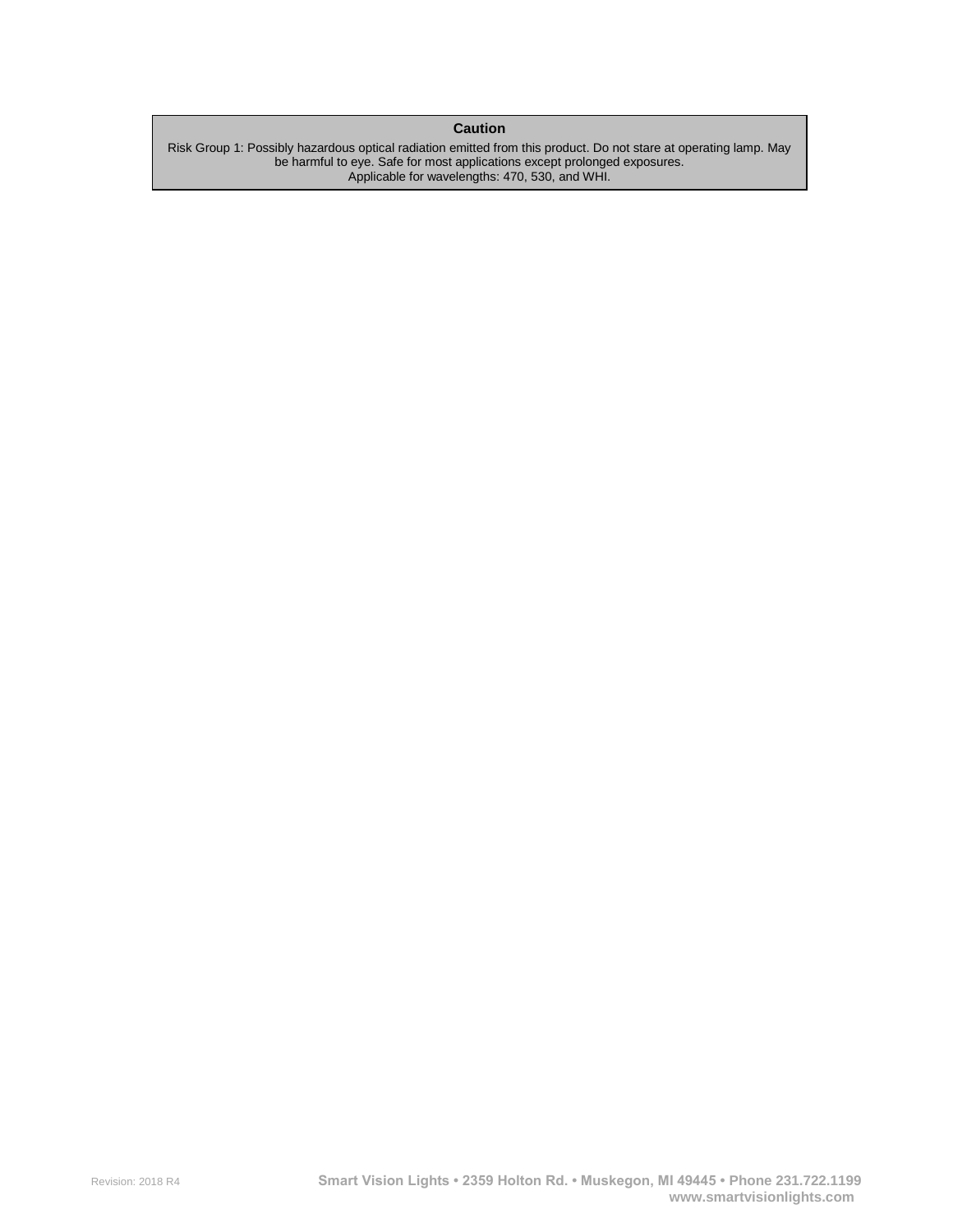**Caution**

Risk Group 1: Possibly hazardous optical radiation emitted from this product. Do not stare at operating lamp. May be harmful to eye. Safe for most applications except prolonged exposures.
Applicable for wavelengths: 470, 530, and WHI.